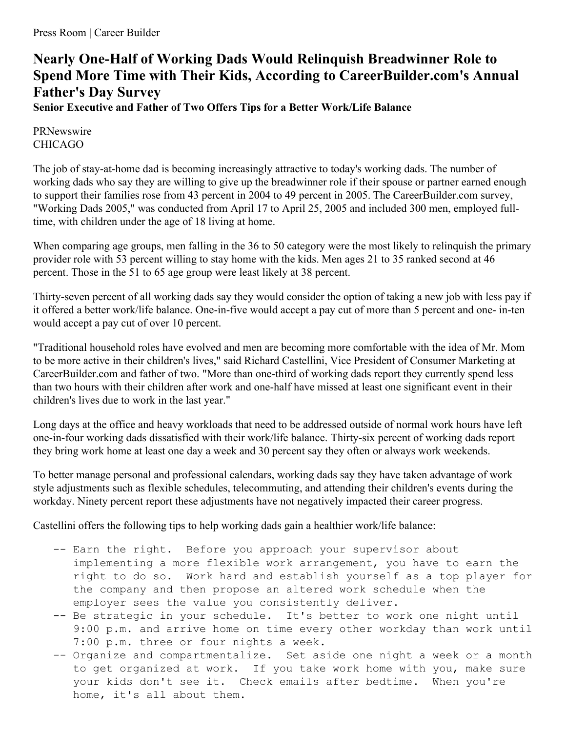Press Room | Career Builder

# Nearly One-Half of Working Dads Would Relinquish Breadwinner Role to Spend More Time with Their Kids, According to CareerBuilder.com's Annual Father's Day Survey

**Senior Executive and Father of Two Offers Tips for a Better Work/Life Balance**

PRNewswire
CHICAGO

The job of stay-at-home dad is becoming increasingly attractive to today's working dads. The number of working dads who say they are willing to give up the breadwinner role if their spouse or partner earned enough to support their families rose from 43 percent in 2004 to 49 percent in 2005. The CareerBuilder.com survey, "Working Dads 2005," was conducted from April 17 to April 25, 2005 and included 300 men, employed full-time, with children under the age of 18 living at home.

When comparing age groups, men falling in the 36 to 50 category were the most likely to relinquish the primary provider role with 53 percent willing to stay home with the kids. Men ages 21 to 35 ranked second at 46 percent. Those in the 51 to 65 age group were least likely at 38 percent.

Thirty-seven percent of all working dads say they would consider the option of taking a new job with less pay if it offered a better work/life balance. One-in-five would accept a pay cut of more than 5 percent and one- in-ten would accept a pay cut of over 10 percent.

"Traditional household roles have evolved and men are becoming more comfortable with the idea of Mr. Mom to be more active in their children's lives," said Richard Castellini, Vice President of Consumer Marketing at CareerBuilder.com and father of two. "More than one-third of working dads report they currently spend less than two hours with their children after work and one-half have missed at least one significant event in their children's lives due to work in the last year."

Long days at the office and heavy workloads that need to be addressed outside of normal work hours have left one-in-four working dads dissatisfied with their work/life balance. Thirty-six percent of working dads report they bring work home at least one day a week and 30 percent say they often or always work weekends.

To better manage personal and professional calendars, working dads say they have taken advantage of work style adjustments such as flexible schedules, telecommuting, and attending their children's events during the workday. Ninety percent report these adjustments have not negatively impacted their career progress.

Castellini offers the following tips to help working dads gain a healthier work/life balance:

- Earn the right. Before you approach your supervisor about implementing a more flexible work arrangement, you have to earn the right to do so. Work hard and establish yourself as a top player for the company and then propose an altered work schedule when the employer sees the value you consistently deliver.
- Be strategic in your schedule. It's better to work one night until 9:00 p.m. and arrive home on time every other workday than work until 7:00 p.m. three or four nights a week.
- Organize and compartmentalize. Set aside one night a week or a month to get organized at work. If you take work home with you, make sure your kids don't see it. Check emails after bedtime. When you're home, it's all about them.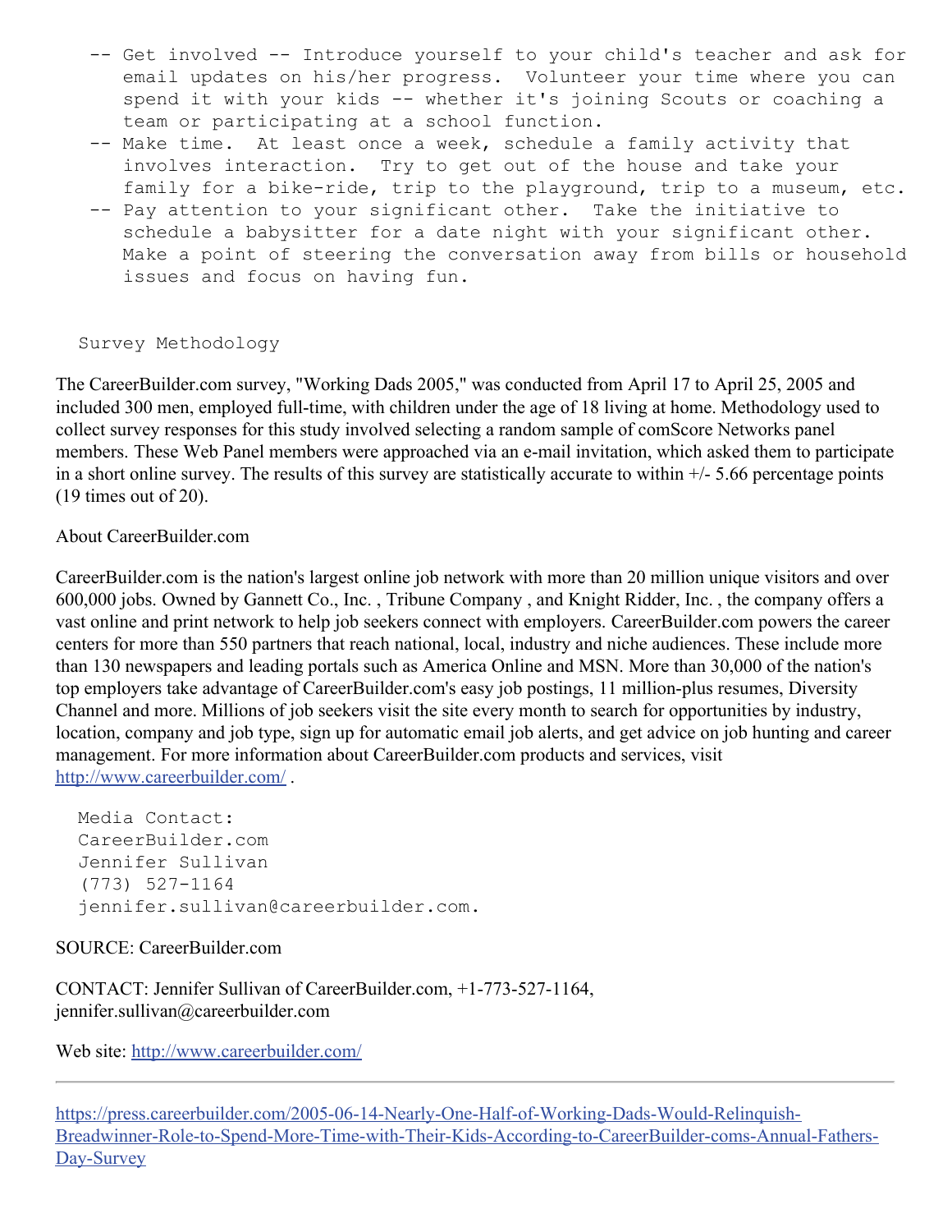-- Get involved -- Introduce yourself to your child's teacher and ask for email updates on his/her progress. Volunteer your time where you can spend it with your kids -- whether it's joining Scouts or coaching a team or participating at a school function.
-- Make time. At least once a week, schedule a family activity that involves interaction. Try to get out of the house and take your family for a bike-ride, trip to the playground, trip to a museum, etc.
-- Pay attention to your significant other. Take the initiative to schedule a babysitter for a date night with your significant other. Make a point of steering the conversation away from bills or household issues and focus on having fun.

Survey Methodology

The CareerBuilder.com survey, "Working Dads 2005," was conducted from April 17 to April 25, 2005 and included 300 men, employed full-time, with children under the age of 18 living at home. Methodology used to collect survey responses for this study involved selecting a random sample of comScore Networks panel members. These Web Panel members were approached via an e-mail invitation, which asked them to participate in a short online survey. The results of this survey are statistically accurate to within +/- 5.66 percentage points (19 times out of 20).

About CareerBuilder.com

CareerBuilder.com is the nation's largest online job network with more than 20 million unique visitors and over 600,000 jobs. Owned by Gannett Co., Inc. , Tribune Company , and Knight Ridder, Inc. , the company offers a vast online and print network to help job seekers connect with employers. CareerBuilder.com powers the career centers for more than 550 partners that reach national, local, industry and niche audiences. These include more than 130 newspapers and leading portals such as America Online and MSN. More than 30,000 of the nation's top employers take advantage of CareerBuilder.com's easy job postings, 11 million-plus resumes, Diversity Channel and more. Millions of job seekers visit the site every month to search for opportunities by industry, location, company and job type, sign up for automatic email job alerts, and get advice on job hunting and career management. For more information about CareerBuilder.com products and services, visit http://www.careerbuilder.com/ .

Media Contact:
CareerBuilder.com
Jennifer Sullivan
(773) 527-1164
jennifer.sullivan@careerbuilder.com.

SOURCE: CareerBuilder.com

CONTACT: Jennifer Sullivan of CareerBuilder.com, +1-773-527-1164, jennifer.sullivan@careerbuilder.com

Web site: http://www.careerbuilder.com/

---

https://press.careerbuilder.com/2005-06-14-Nearly-One-Half-of-Working-Dads-Would-Relinquish-Breadwinner-Role-to-Spend-More-Time-with-Their-Kids-According-to-CareerBuilder-coms-Annual-Fathers-Day-Survey